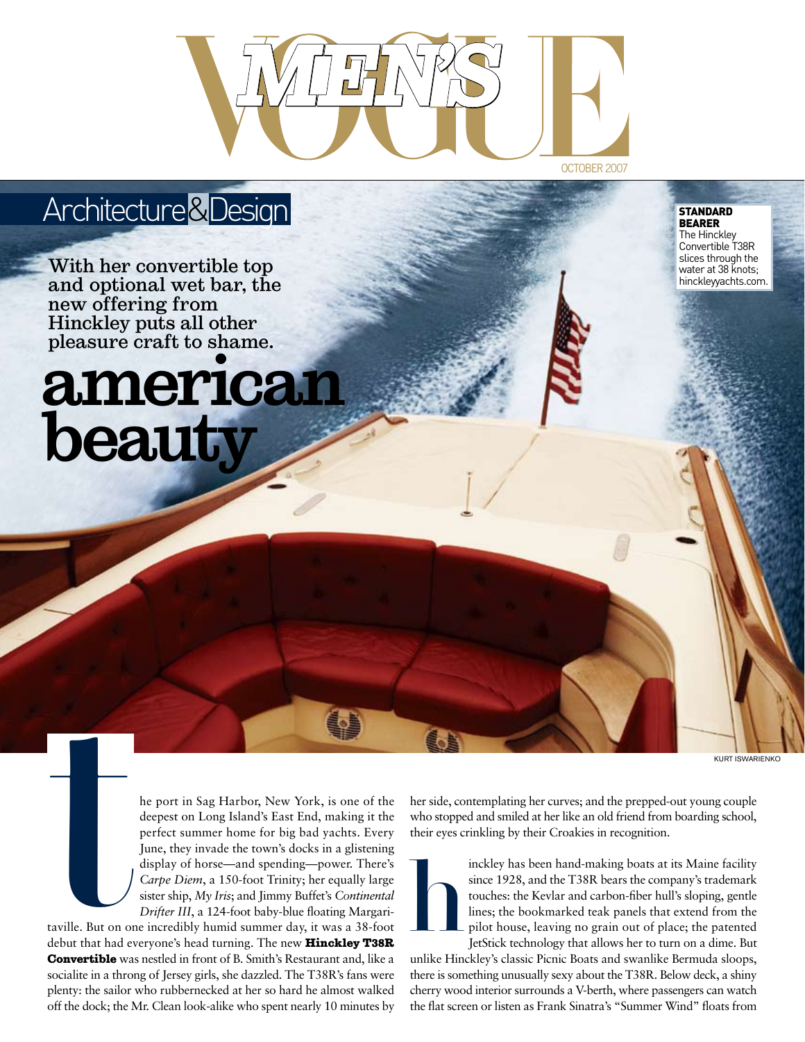Architecture & Design

# american beauty

**With her convertible top and optional wet bar, the new offering from Hinckley puts all other pleasure craft to shame.**

**STANDARD BEARER** The Hinckley Convertible T38R slices through the water at 38 knots; hinckleyyachts.com.

KURT ISWARIENKO

The port in Sag Harbor, New York, is one of the deepest on Long Island's East End, making it the perfect summer home for big bad yachts. Every June, they invade the town's docks in a glistening display of horse—and spending—power. There's *Carpe Diem*, a 150-foot Trinity; her equally large sister ship, *My Iris*; and Jimmy Buffet's *Continental Drifter III*, a 124-foot baby-blue floating Margaritaville. But on one incredibly humid summer day, it was a 38-foot debut that had everyone's head turning. The new **Hinckley T38R Convertible** was nestled in front of B. Smith's Restaurant and, like a socialite in a throng of Jersey girls, she dazzled. The T38R's fans were plenty: the sailor who rubbernecked at her so hard he almost walked off the dock; the Mr. Clean look-alike who spent nearly 10 minutes by her side, contemplating her curves; and the prepped-out young couple who stopped and smiled at her like an old friend from boarding school, their eyes crinkling by their Croakies in recognition.

Hinckley has been hand-making boats at its Maine facility since 1928, and the T38R bears the company's trademark touches: the Kevlar and carbon-fiber hull's sloping, gentle lines; the bookmarked teak panels that extend from the pilot house, leaving no grain out of place; the patented JetStick technology that allows her to turn on a dime. But unlike Hinckley's classic Picnic Boats and swanlike Bermuda sloops, there is something unusually sexy about the T38R. Below deck, a shiny cherry wood interior surrounds a V-berth, where passengers can watch the flat screen or listen as Frank Sinatra's "Summer Wind" floats from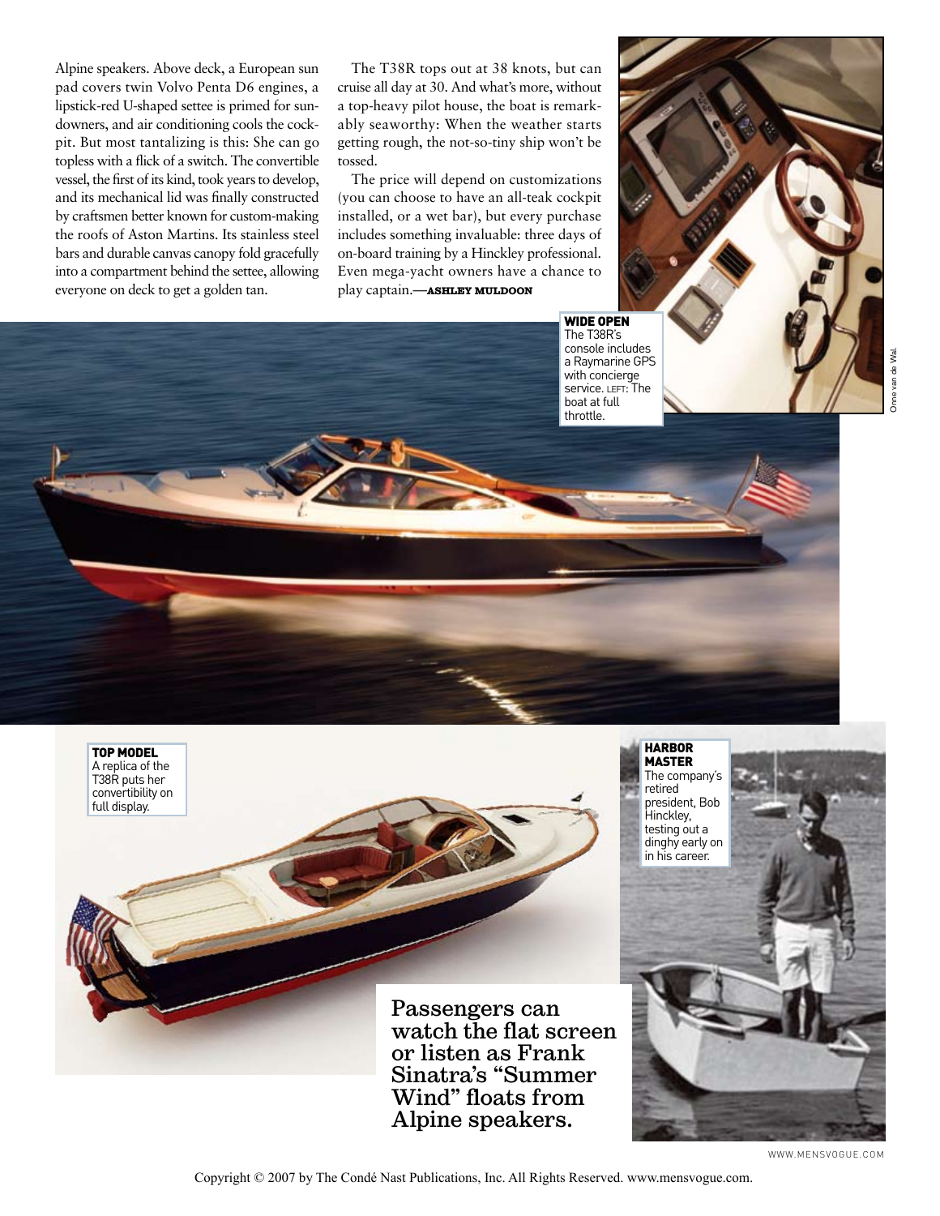Alpine speakers. Above deck, a European sun pad covers twin Volvo Penta D6 engines, a lipstick-red U-shaped settee is primed for sundowners, and air conditioning cools the cockpit. But most tantalizing is this: She can go topless with a flick of a switch. The convertible vessel, the first of its kind, took years to develop, and its mechanical lid was finally constructed by craftsmen better known for custom-making the roofs of Aston Martins. Its stainless steel bars and durable canvas canopy fold gracefully into a compartment behind the settee, allowing everyone on deck to get a golden tan.

The T38R tops out at 38 knots, but can cruise all day at 30. And what's more, without a top-heavy pilot house, the boat is remarkably seaworthy: When the weather starts getting rough, the not-so-tiny ship won't be tossed.

The price will depend on customizations (you can choose to have an all-teak cockpit installed, or a wet bar), but every purchase includes something invaluable: three days of on-board training by a Hinckley professional. Even mega-yacht owners have a chance to play captain.—**ASHLEY MULDOON**

**WIDE OPEN** The T38R's console includes a Raymarine GPS with concierge service. LEFT: The boat at full throttle.

Onne van de Wal.

**TOP MODEL** A replica of the T38R puts her convertibility on full display.

**HARBOR MASTER** The company's retired president, Bob Hinckley, testing out a dinghy early on in his career.

Passengers can watch the flat screen or listen as Frank Sinatra's "Summer Wind" floats from Alpine speakers.

WWW.MENSVOGUE.COM

Copyright © 2007 by The Condé Nast Publications, Inc. All Rights Reserved. www.mensvogue.com.